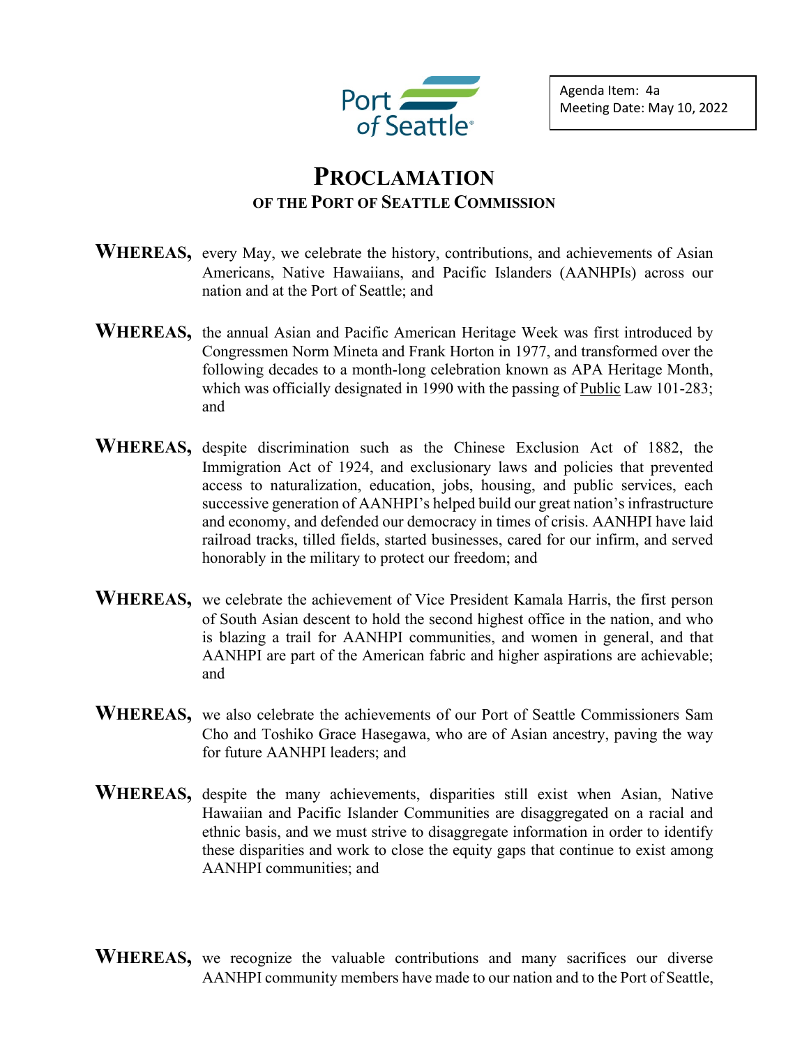Agenda Item: 4a
Meeting Date: May 10, 2022

# PROCLAMATION
## OF THE PORT OF SEATTLE COMMISSION

**WHEREAS,** every May, we celebrate the history, contributions, and achievements of Asian Americans, Native Hawaiians, and Pacific Islanders (AANHPIs) across our nation and at the Port of Seattle; and

**WHEREAS,** the annual Asian and Pacific American Heritage Week was first introduced by Congressmen Norm Mineta and Frank Horton in 1977, and transformed over the following decades to a month-long celebration known as APA Heritage Month, which was officially designated in 1990 with the passing of Public Law 101-283; and

**WHEREAS,** despite discrimination such as the Chinese Exclusion Act of 1882, the Immigration Act of 1924, and exclusionary laws and policies that prevented access to naturalization, education, jobs, housing, and public services, each successive generation of AANHPI's helped build our great nation's infrastructure and economy, and defended our democracy in times of crisis. AANHPI have laid railroad tracks, tilled fields, started businesses, cared for our infirm, and served honorably in the military to protect our freedom; and

**WHEREAS,** we celebrate the achievement of Vice President Kamala Harris, the first person of South Asian descent to hold the second highest office in the nation, and who is blazing a trail for AANHPI communities, and women in general, and that AANHPI are part of the American fabric and higher aspirations are achievable; and

**WHEREAS,** we also celebrate the achievements of our Port of Seattle Commissioners Sam Cho and Toshiko Grace Hasegawa, who are of Asian ancestry, paving the way for future AANHPI leaders; and

**WHEREAS,** despite the many achievements, disparities still exist when Asian, Native Hawaiian and Pacific Islander Communities are disaggregated on a racial and ethnic basis, and we must strive to disaggregate information in order to identify these disparities and work to close the equity gaps that continue to exist among AANHPI communities; and

**WHEREAS,** we recognize the valuable contributions and many sacrifices our diverse AANHPI community members have made to our nation and to the Port of Seattle,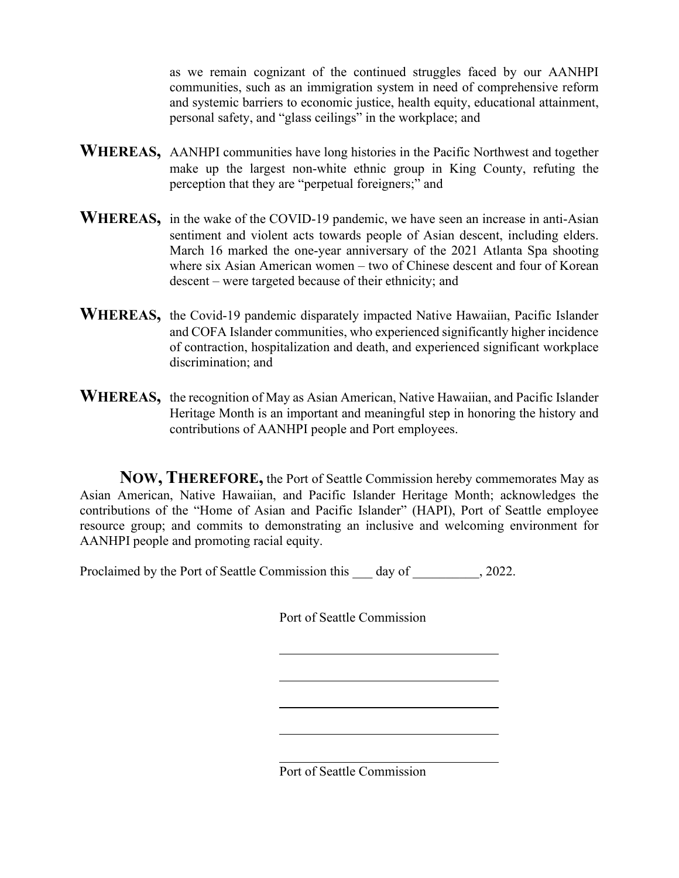as we remain cognizant of the continued struggles faced by our AANHPI communities, such as an immigration system in need of comprehensive reform and systemic barriers to economic justice, health equity, educational attainment, personal safety, and "glass ceilings" in the workplace; and

**WHEREAS,** AANHPI communities have long histories in the Pacific Northwest and together make up the largest non-white ethnic group in King County, refuting the perception that they are "perpetual foreigners;" and

**WHEREAS,** in the wake of the COVID-19 pandemic, we have seen an increase in anti-Asian sentiment and violent acts towards people of Asian descent, including elders. March 16 marked the one-year anniversary of the 2021 Atlanta Spa shooting where six Asian American women – two of Chinese descent and four of Korean descent – were targeted because of their ethnicity; and

**WHEREAS,** the Covid-19 pandemic disparately impacted Native Hawaiian, Pacific Islander and COFA Islander communities, who experienced significantly higher incidence of contraction, hospitalization and death, and experienced significant workplace discrimination; and

**WHEREAS,** the recognition of May as Asian American, Native Hawaiian, and Pacific Islander Heritage Month is an important and meaningful step in honoring the history and contributions of AANHPI people and Port employees.

**NOW, THEREFORE,** the Port of Seattle Commission hereby commemorates May as Asian American, Native Hawaiian, and Pacific Islander Heritage Month; acknowledges the contributions of the "Home of Asian and Pacific Islander" (HAPI), Port of Seattle employee resource group; and commits to demonstrating an inclusive and welcoming environment for AANHPI people and promoting racial equity.

Proclaimed by the Port of Seattle Commission this ___ day of __________, 2022.

Port of Seattle Commission

______________________________

______________________________

______________________________

______________________________

______________________________

Port of Seattle Commission